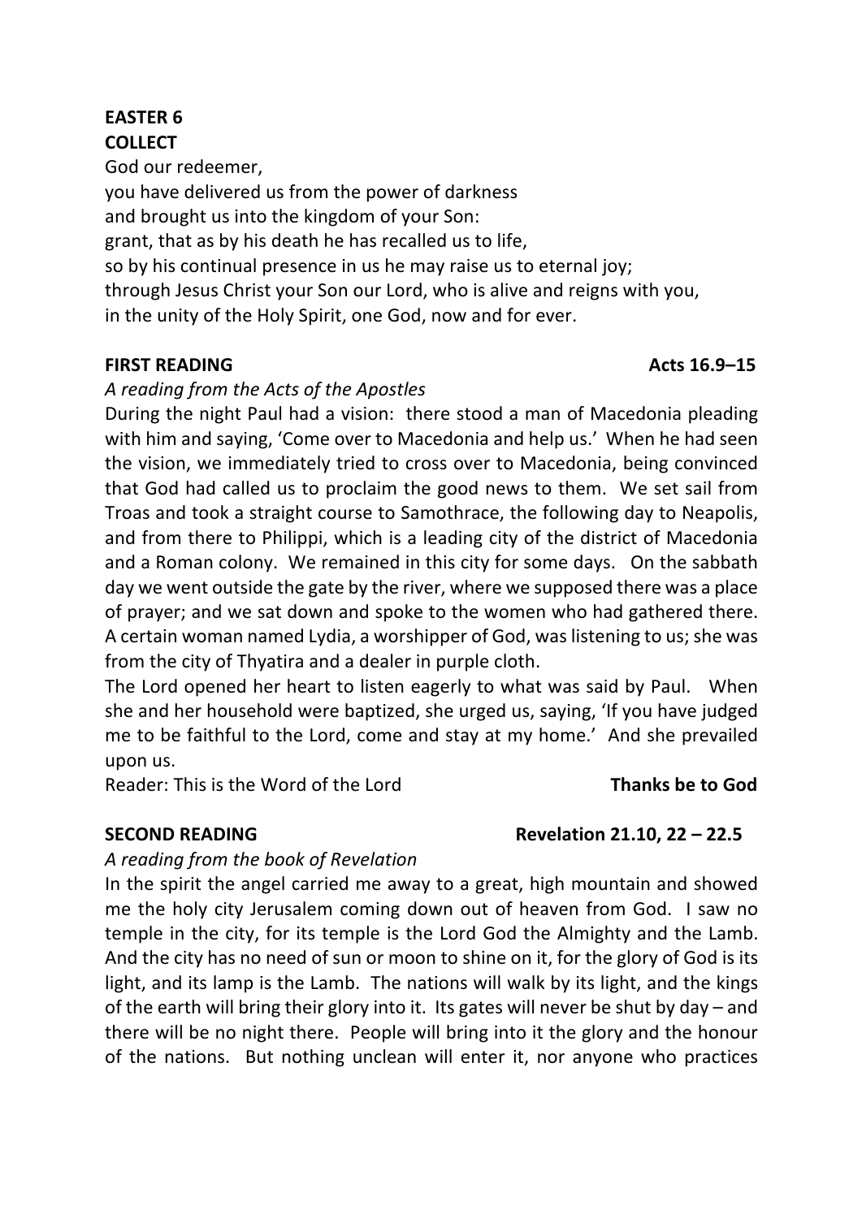# EASTER 6

## COLLECT

God our redeemer,
you have delivered us from the power of darkness
and brought us into the kingdom of your Son:
grant, that as by his death he has recalled us to life,
so by his continual presence in us he may raise us to eternal joy;
through Jesus Christ your Son our Lord, who is alive and reigns with you,
in the unity of the Holy Spirit, one God, now and for ever.

## FIRST READING — Acts 16.9–15

*A reading from the Acts of the Apostles*

During the night Paul had a vision: there stood a man of Macedonia pleading with him and saying, 'Come over to Macedonia and help us.' When he had seen the vision, we immediately tried to cross over to Macedonia, being convinced that God had called us to proclaim the good news to them. We set sail from Troas and took a straight course to Samothrace, the following day to Neapolis, and from there to Philippi, which is a leading city of the district of Macedonia and a Roman colony. We remained in this city for some days. On the sabbath day we went outside the gate by the river, where we supposed there was a place of prayer; and we sat down and spoke to the women who had gathered there. A certain woman named Lydia, a worshipper of God, was listening to us; she was from the city of Thyatira and a dealer in purple cloth.

The Lord opened her heart to listen eagerly to what was said by Paul. When she and her household were baptized, she urged us, saying, 'If you have judged me to be faithful to the Lord, come and stay at my home.' And she prevailed upon us.

Reader: This is the Word of the Lord **Thanks be to God**

## SECOND READING — Revelation 21.10, 22 – 22.5

*A reading from the book of Revelation*

In the spirit the angel carried me away to a great, high mountain and showed me the holy city Jerusalem coming down out of heaven from God. I saw no temple in the city, for its temple is the Lord God the Almighty and the Lamb. And the city has no need of sun or moon to shine on it, for the glory of God is its light, and its lamp is the Lamb. The nations will walk by its light, and the kings of the earth will bring their glory into it. Its gates will never be shut by day – and there will be no night there. People will bring into it the glory and the honour of the nations. But nothing unclean will enter it, nor anyone who practices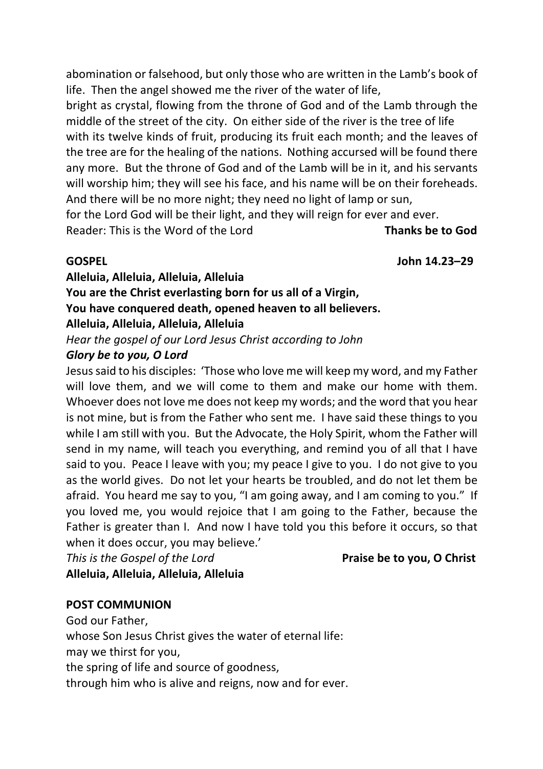abomination or falsehood, but only those who are written in the Lamb's book of life.  Then the angel showed me the river of the water of life,
bright as crystal, flowing from the throne of God and of the Lamb through the middle of the street of the city.  On either side of the river is the tree of life with its twelve kinds of fruit, producing its fruit each month; and the leaves of the tree are for the healing of the nations.  Nothing accursed will be found there any more.  But the throne of God and of the Lamb will be in it, and his servants will worship him; they will see his face, and his name will be on their foreheads. And there will be no more night; they need no light of lamp or sun,
for the Lord God will be their light, and they will reign for ever and ever.
Reader: This is the Word of the Lord **Thanks be to God**

**GOSPEL** **John 14.23–29**

**Alleluia, Alleluia, Alleluia, Alleluia**
**You are the Christ everlasting born for us all of a Virgin,**
**You have conquered death, opened heaven to all believers.**
**Alleluia, Alleluia, Alleluia, Alleluia**
*Hear the gospel of our Lord Jesus Christ according to John*
***Glory be to you, O Lord***

Jesus said to his disciples:  'Those who love me will keep my word, and my Father will love them, and we will come to them and make our home with them. Whoever does not love me does not keep my words; and the word that you hear is not mine, but is from the Father who sent me.  I have said these things to you while I am still with you.  But the Advocate, the Holy Spirit, whom the Father will send in my name, will teach you everything, and remind you of all that I have said to you.  Peace I leave with you; my peace I give to you.  I do not give to you as the world gives.  Do not let your hearts be troubled, and do not let them be afraid.  You heard me say to you, "I am going away, and I am coming to you."  If you loved me, you would rejoice that I am going to the Father, because the Father is greater than I.  And now I have told you this before it occurs, so that when it does occur, you may believe.'
*This is the Gospel of the Lord* **Praise be to you, O Christ**
**Alleluia, Alleluia, Alleluia, Alleluia**

**POST COMMUNION**

God our Father,
whose Son Jesus Christ gives the water of eternal life:
may we thirst for you,
the spring of life and source of goodness,
through him who is alive and reigns, now and for ever.